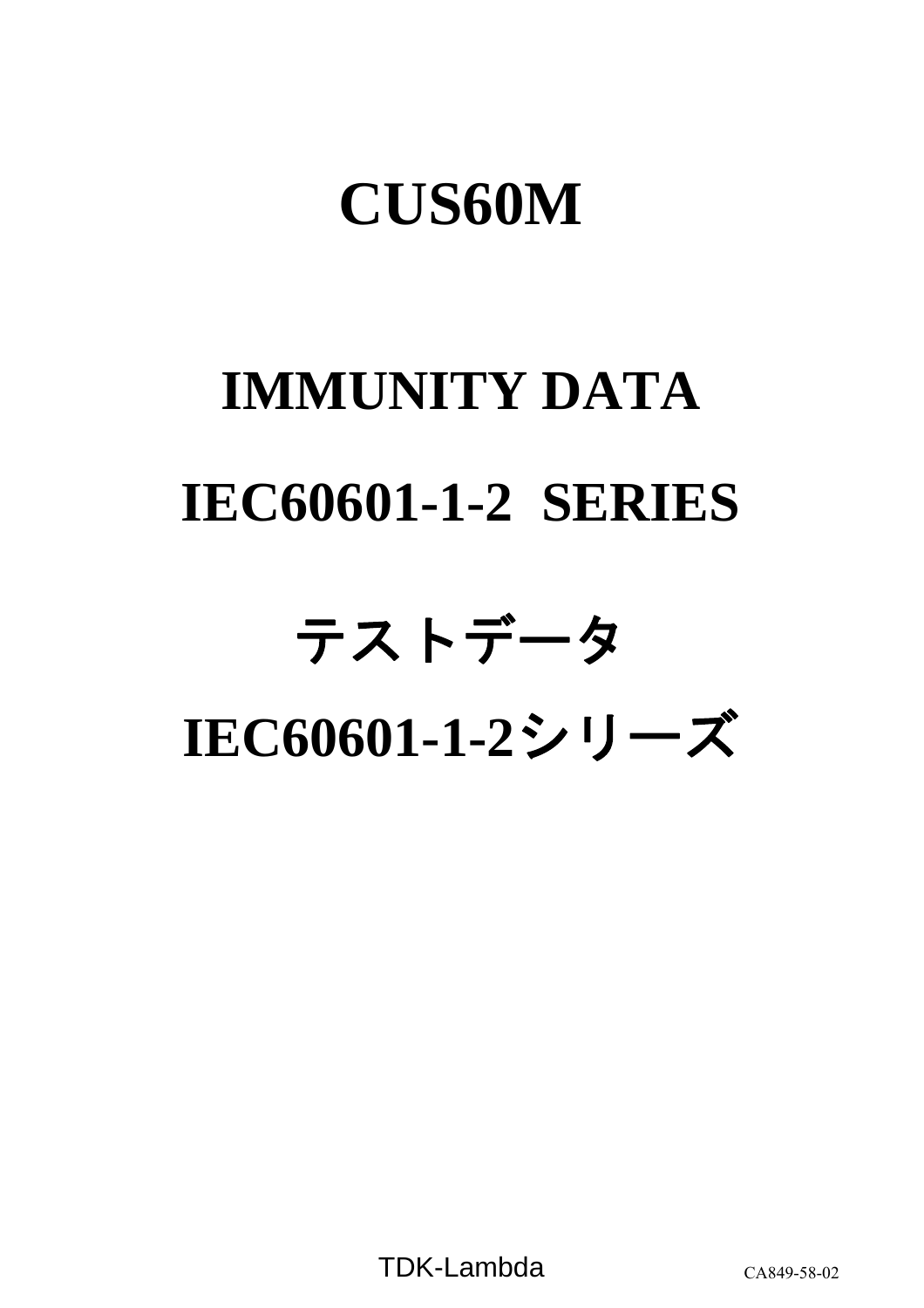# CUS60M

# IMMUNITY DATA

# IEC60601-1-2  SERIES

# テストデータ

# IEC60601-1-2シリーズ

TDK-Lambda

CA849-58-02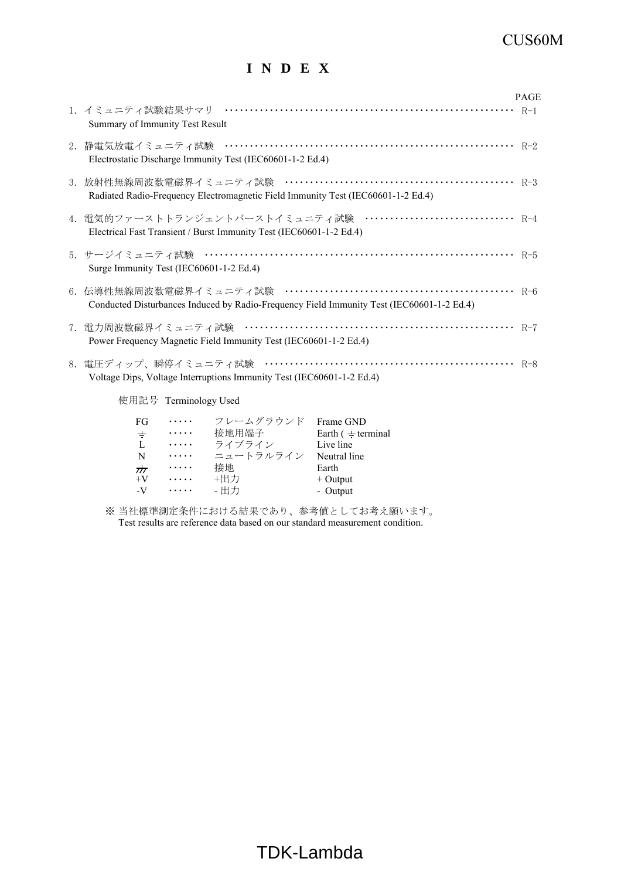# I N D E X

| | PAGE |
|---|---|
| 1. イミュニティ試験結果サマリ<br>Summary of Immunity Test Result | R-1 |
| 2. 静電気放電イミュニティ試験<br>Electrostatic Discharge Immunity Test (IEC60601-1-2 Ed.4) | R-2 |
| 3. 放射性無線周波数電磁界イミュニティ試験<br>Radiated Radio-Frequency Electromagnetic Field Immunity Test (IEC60601-1-2 Ed.4) | R-3 |
| 4. 電気的ファーストトランジェントバーストイミュニティ試験<br>Electrical Fast Transient / Burst Immunity Test (IEC60601-1-2 Ed.4) | R-4 |
| 5. サージイミュニティ試験<br>Surge Immunity Test (IEC60601-1-2 Ed.4) | R-5 |
| 6. 伝導性無線周波数電磁界イミュニティ試験<br>Conducted Disturbances Induced by Radio-Frequency Field Immunity Test (IEC60601-1-2 Ed.4) | R-6 |
| 7. 電力周波数磁界イミュニティ試験<br>Power Frequency Magnetic Field Immunity Test (IEC60601-1-2 Ed.4) | R-7 |
| 8. 電圧ディップ、瞬停イミュニティ試験<br>Voltage Dips, Voltage Interruptions Immunity Test (IEC60601-1-2 Ed.4) | R-8 |

使用記号 Terminology Used

| | | | |
|---|---|---|---|
| FG | ‥‥‥ | フレームグラウンド | Frame GND |
| ⏚ | ‥‥‥ | 接地用端子 | Earth ( ⏚ terminal |
| L | ‥‥‥ | ライブライン | Live line |
| N | ‥‥‥ | ニュートラルライン | Neutral line |
| ⊥ | ‥‥‥ | 接地 | Earth |
| +V | ‥‥‥ | +出力 | + Output |
| -V | ‥‥‥ | - 出力 | - Output |

※ 当社標準測定条件における結果であり、参考値としてお考え願います。
Test results are reference data based on our standard measurement condition.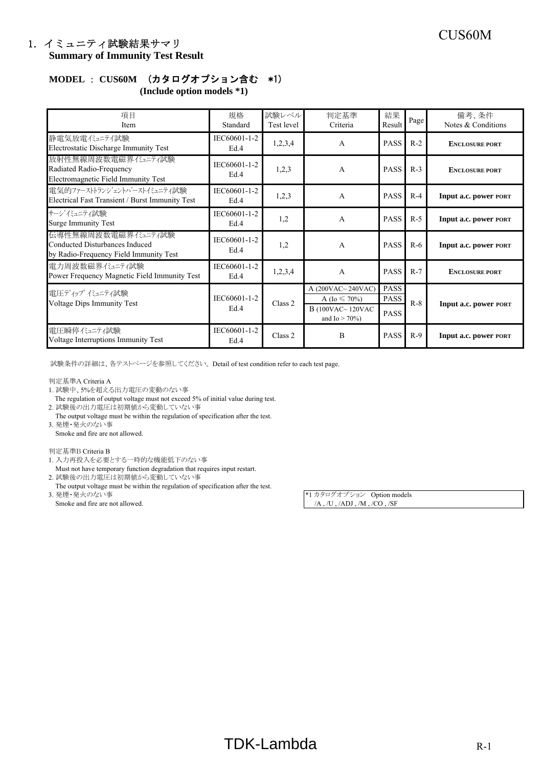## 1. イミュニティ試験結果サマリ
**Summary of Immunity Test Result**

**MODEL ： CUS60M （カタログオプション含む ＊1）**
**(Include option models *1)**

| 項目<br>Item | 規格<br>Standard | 試験レベル<br>Test level | 判定基準<br>Criteria | 結果<br>Result | Page | 備考、条件<br>Notes & Conditions |
|---|---|---|---|---|---|---|
| 静電気放電ｲﾐｭﾆﾃｨ試験<br>Electrostatic Discharge Immunity Test | IEC60601-1-2<br>Ed.4 | 1,2,3,4 | A | PASS | R-2 | **ENCLOSURE PORT** |
| 放射性無線周波数電磁界ｲﾐｭﾆﾃｨ試験<br>Radiated Radio-Frequency<br>Electromagnetic Field Immunity Test | IEC60601-1-2<br>Ed.4 | 1,2,3 | A | PASS | R-3 | **ENCLOSURE PORT** |
| 電気的ﾌｧｰｽﾄﾄﾗﾝｼﾞｪﾝﾄﾊﾞｰｽﾄｲﾐｭﾆﾃｨ試験<br>Electrical Fast Transient / Burst Immunity Test | IEC60601-1-2<br>Ed.4 | 1,2,3 | A | PASS | R-4 | **Input a.c. power PORT** |
| ｻｰｼﾞｲﾐｭﾆﾃｨ試験<br>Surge Immunity Test | IEC60601-1-2<br>Ed.4 | 1,2 | A | PASS | R-5 | **Input a.c. power PORT** |
| 伝導性無線周波数電磁界ｲﾐｭﾆﾃｨ試験<br>Conducted Disturbances Induced<br>by Radio-Frequency Field Immunity Test | IEC60601-1-2<br>Ed.4 | 1,2 | A | PASS | R-6 | **Input a.c. power PORT** |
| 電力周波数磁界ｲﾐｭﾆﾃｨ試験<br>Power Frequency Magnetic Field Immunity Test | IEC60601-1-2<br>Ed.4 | 1,2,3,4 | A | PASS | R-7 | **ENCLOSURE PORT** |
| 電圧ﾃﾞｨｯﾌﾟｲﾐｭﾆﾃｨ試験<br>Voltage Dips Immunity Test | IEC60601-1-2<br>Ed.4 | Class 2 | A (200VAC~ 240VAC)<br>A (Io ≦ 70%)<br>B (100VAC~ 120VAC and Io > 70%) | PASS<br>PASS<br>PASS | R-8 | **Input a.c. power PORT** |
| 電圧瞬停ｲﾐｭﾆﾃｨ試験<br>Voltage Interruptions Immunity Test | IEC60601-1-2<br>Ed.4 | Class 2 | B | PASS | R-9 | **Input a.c. power PORT** |

試験条件の詳細は、各テストページを参照してください。Detail of test condition refer to each test page.

判定基準A Criteria A
1. 試験中、5%を超える出力電圧の変動のない事
   The regulation of output voltage must not exceed 5% of initial value during test.
2. 試験後の出力電圧は初期値から変動していない事
   The output voltage must be within the regulation of specification after the test.
3. 発煙・発火のない事
   Smoke and fire are not allowed.

判定基準B Criteria B
1. 入力再投入を必要とする一時的な機能低下のない事
   Must not have temporary function degradation that requires input restart.
2. 試験後の出力電圧は初期値から変動していない事
   The output voltage must be within the regulation of specification after the test.
3. 発煙・発火のない事
   Smoke and fire are not allowed.

*1 カタログオプション Option models
/A , /U , /ADJ , /M , /CO , /SF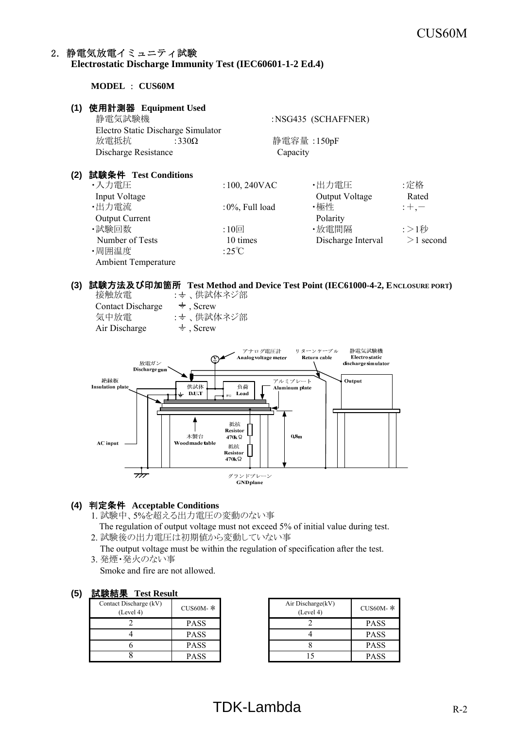## 2. 静電気放電イミュニティ試験
**Electrostatic Discharge Immunity Test (IEC60601-1-2 Ed.4)**

**MODEL ： CUS60M**

### (1) 使用計測器 Equipment Used

静電気試験機 ：NSG435 (SCHAFFNER)
Electro Static Discharge Simulator

放電抵抗 ：330Ω　　静電容量 ：150pF
Discharge Resistance　　Capacity

### (2) 試験条件 Test Conditions

- ・入力電圧 Input Voltage ：100, 240VAC
- ・出力電圧 Output Voltage ：定格 Rated
- ・出力電流 Output Current ：0%, Full load
- ・極性 Polarity ：＋,－
- ・試験回数 Number of Tests ：10回 10 times
- ・放電間隔 Discharge Interval ：＞1秒 ＞1 second
- ・周囲温度 Ambient Temperature ：25℃

### (3) 試験方法及び印加箇所 Test Method and Device Test Point (IEC61000-4-2, ENCLOSURE PORT)

接触放電 Contact Discharge ：⏚ 、供試体ネジ部 ⏚ , Screw
気中放電 Air Discharge ：⏚ 、供試体ネジ部 ⏚ , Screw

アナログ電圧計 Analog voltage meter
リターンケーブル Return cable
静電気試験機 Electrostatic discharge simulator
放電ガン Discharge gun
絶縁板 Insulation plate
供試体 D.U.T
負荷 Load
FG
アルミプレート Aluminum plate
Output
抵抗 Resistor 470kΩ
木製台 Wood made table
抵抗 Resistor 470kΩ
0.8m
AC input
グランドプレーン GND plane

### (4) 判定条件 Acceptable Conditions

1. 試験中、5%を超える出力電圧の変動のない事
   The regulation of output voltage must not exceed 5% of initial value during test.
2. 試験後の出力電圧は初期値から変動していない事
   The output voltage must be within the regulation of specification after the test.
3. 発煙・発火のない事
   Smoke and fire are not allowed.

### (5) 試験結果 Test Result

| Contact Discharge (kV) (Level 4) | CUS60M- * |
|---|---|
| 2 | PASS |
| 4 | PASS |
| 6 | PASS |
| 8 | PASS |

| Air Discharge(kV) (Level 4) | CUS60M- * |
|---|---|
| 2 | PASS |
| 4 | PASS |
| 8 | PASS |
| 15 | PASS |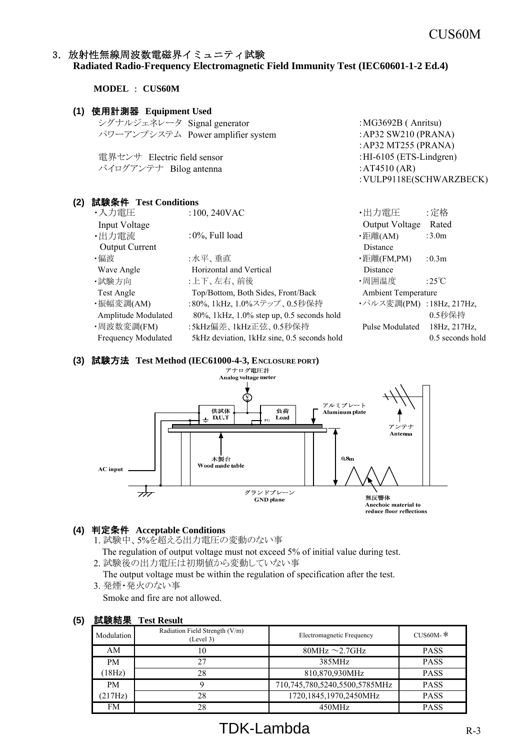## 3. 放射性無線周波数電磁界イミュニティ試験
**Radiated Radio-Frequency Electromagnetic Field Immunity Test (IEC60601-1-2 Ed.4)**

**MODEL** : **CUS60M**

### (1) 使用計測器 Equipment Used

| | |
|---|---|
| シグナルジェネレータ Signal generator | :MG3692B ( Anritsu) |
| パワーアンプシステム Power amplifier system | :AP32 SW210 (PRANA) |
| | :AP32 MT255 (PRANA) |
| 電界センサ Electric field sensor | :HI-6105 (ETS-Lindgren) |
| バイログアンテナ Bilog antenna | :AT4510 (AR) |
| | :VULP9118E(SCHWARZBECK) |

### (2) 試験条件 Test Conditions

- ･入力電圧 Input Voltage : 100, 240VAC
- ･出力電流 Output Current : 0%, Full load
- ･偏波 Wave Angle : 水平、垂直 Horizontal and Vertical
- ･試験方向 Test Angle : 上下、左右、前後 Top/Bottom, Both Sides, Front/Back
- ･振幅変調(AM) Amplitude Modulated : 80%, 1kHz, 1.0%ステップ、0.5秒保持 80%, 1kHz, 1.0% step up, 0.5 seconds hold
- ･周波数変調(FM) Frequency Modulated : 5kHz偏差、1kHz正弦、0.5秒保持 5kHz deviation, 1kHz sine, 0.5 seconds hold
- ･出力電圧 Output Voltage : 定格 Rated
- ･距離(AM) Distance : 3.0m
- ･距離(FM,PM) Distance : 0.3m
- ･周囲温度 Ambient Temperature : 25℃
- ･パルス変調(PM) Pulse Modulated : 18Hz, 217Hz, 0.5秒保持 18Hz, 217Hz, 0.5 seconds hold

### (3) 試験方法 Test Method (IEC61000-4-3, ENCLOSURE PORT)

アナログ電圧計 Analog voltage meter
供試体 D.U.T
負荷 Load
アルミプレート Aluminum plate
アンテナ Antenna
木製台 Wood made table
0.8m
AC input
グランドプレーン GND plane
無反響体 Anechoic material to reduce floor reflections

### (4) 判定条件 Acceptable Conditions

1. 試験中、5%を超える出力電圧の変動のない事
   The regulation of output voltage must not exceed 5% of initial value during test.
2. 試験後の出力電圧は初期値から変動していない事
   The output voltage must be within the regulation of specification after the test.
3. 発煙･発火のない事
   Smoke and fire are not allowed.

### (5) 試験結果 Test Result

| Modulation | Radiation Field Strength (V/m) (Level 3) | Electromagnetic Frequency | CUS60M-＊ |
|---|---|---|---|
| AM | 10 | 80MHz ～2.7GHz | PASS |
| PM | 27 | 385MHz | PASS |
| (18Hz) | 28 | 810,870,930MHz | PASS |
| PM | 9 | 710,745,780,5240,5500,5785MHz | PASS |
| (217Hz) | 28 | 1720,1845,1970,2450MHz | PASS |
| FM | 28 | 450MHz | PASS |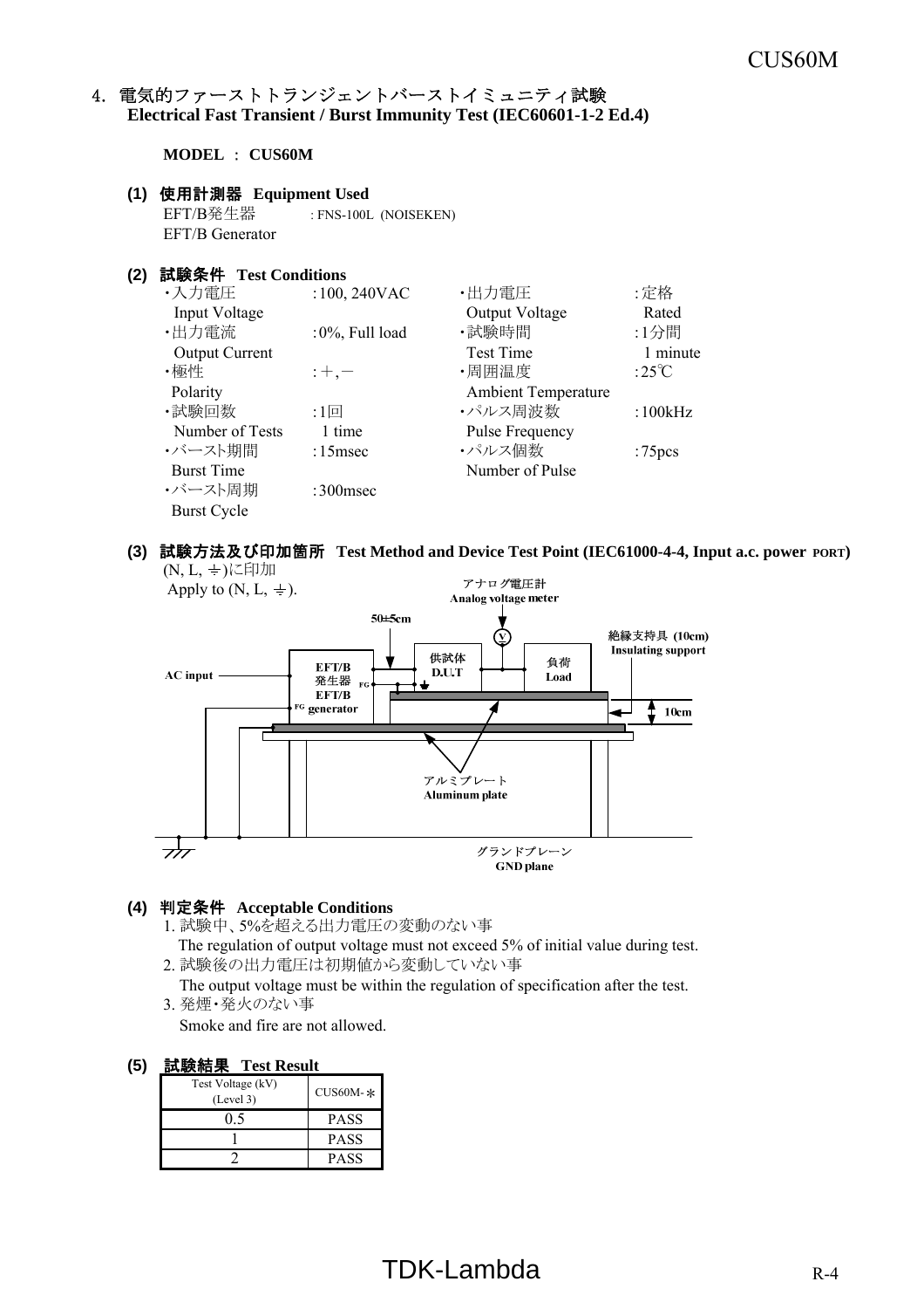## 4. 電気的ファーストトランジェントバーストイミュニティ試験
**Electrical Fast Transient / Burst Immunity Test (IEC60601-1-2 Ed.4)**

**MODEL : CUS60M**

### (1) 使用計測器 Equipment Used

EFT/B発生器 : FNS-100L (NOISEKEN)
EFT/B Generator

### (2) 試験条件 Test Conditions

| | | | |
|---|---|---|---|
| ・入力電圧 Input Voltage | :100, 240VAC | ・出力電圧 Output Voltage | :定格 Rated |
| ・出力電流 Output Current | :0%, Full load | ・試験時間 Test Time | :1分間 1 minute |
| ・極性 Polarity | :+,− | ・周囲温度 Ambient Temperature | :25℃ |
| ・試験回数 Number of Tests | :1回 1 time | ・パルス周波数 Pulse Frequency | :100kHz |
| ・バースト期間 Burst Time | :15msec | ・パルス個数 Number of Pulse | :75pcs |
| ・バースト周期 Burst Cycle | :300msec | | |

### (3) 試験方法及び印加箇所 Test Method and Device Test Point (IEC61000-4-4, Input a.c. power PORT)

(N, L, ⏚)に印加
Apply to (N, L, ⏚).

アナログ電圧計 Analog voltage meter
50±5cm
絶縁支持具 (10cm) Insulating support
AC input
EFT/B 発生器 EFT/B generator
供試体 D.U.T
負荷 Load
10cm
アルミプレート Aluminum plate
グランドプレーン GND plane

### (4) 判定条件 Acceptable Conditions

1. 試験中、5%を超える出力電圧の変動のない事
   The regulation of output voltage must not exceed 5% of initial value during test.
2. 試験後の出力電圧は初期値から変動していない事
   The output voltage must be within the regulation of specification after the test.
3. 発煙・発火のない事
   Smoke and fire are not allowed.

### (5) 試験結果 Test Result

| Test Voltage (kV) (Level 3) | CUS60M-* |
|---|---|
| 0.5 | PASS |
| 1 | PASS |
| 2 | PASS |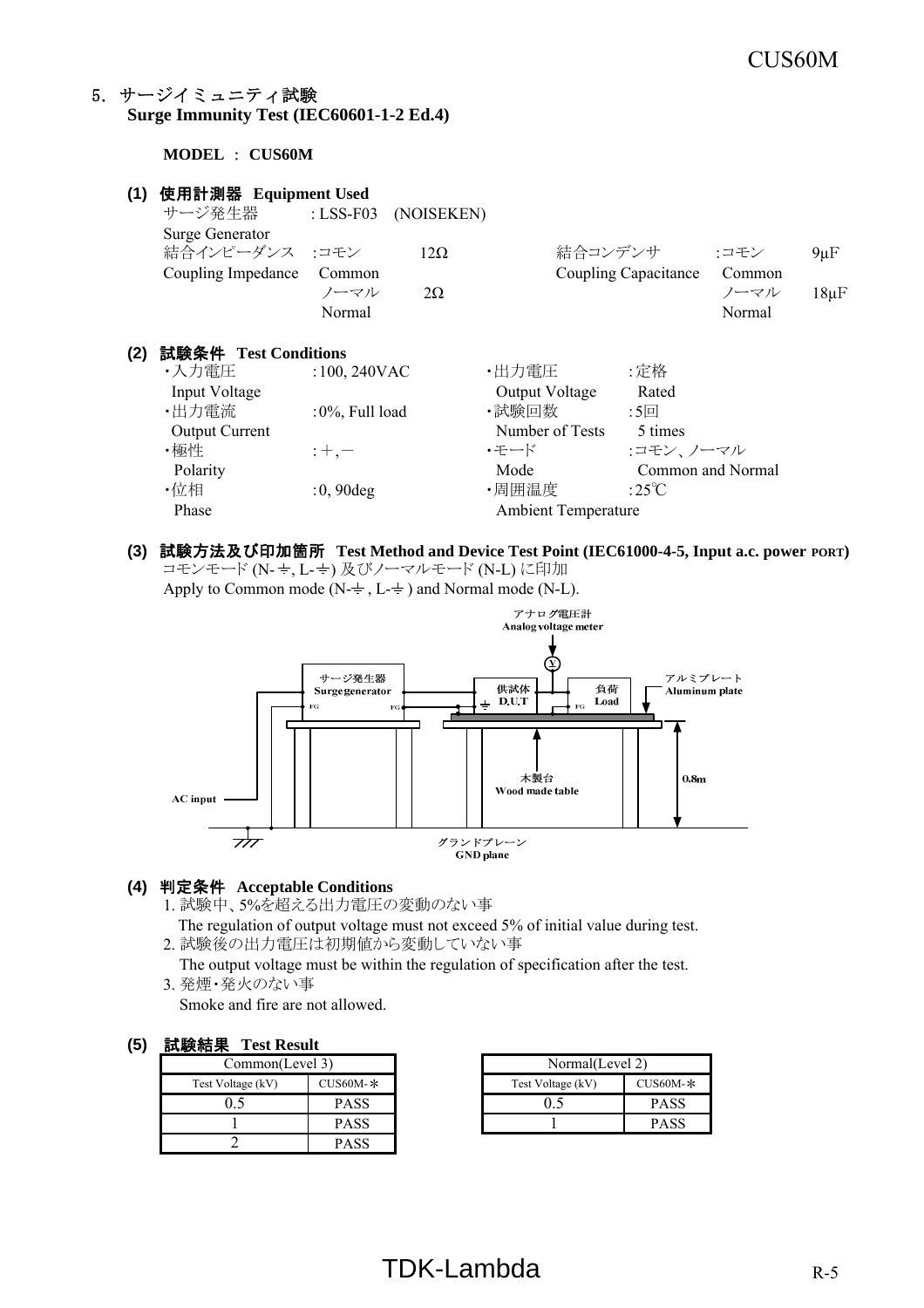## 5. サージイミュニティ試験
**Surge Immunity Test (IEC60601-1-2 Ed.4)**

**MODEL : CUS60M**

### (1) 使用計測器 Equipment Used

サージ発生器 : LSS-F03 (NOISEKEN)
Surge Generator

結合インピーダンス :コモン 12Ω
Coupling Impedance Common
ノーマル 2Ω
Normal

結合コンデンサ :コモン 9μF
Coupling Capacitance Common
ノーマル 18μF
Normal

### (2) 試験条件 Test Conditions

- ・入力電圧 Input Voltage : 100, 240VAC
- ・出力電流 Output Current : 0%, Full load
- ・極性 Polarity : +, −
- ・位相 Phase : 0, 90deg
- ・出力電圧 Output Voltage : 定格 Rated
- ・試験回数 Number of Tests : 5回 5 times
- ・モード Mode : コモン、ノーマル Common and Normal
- ・周囲温度 Ambient Temperature : 25℃

### (3) 試験方法及び印加箇所 Test Method and Device Test Point (IEC61000-4-5, Input a.c. power PORT)

コモンモード (N-⏚, L-⏚) 及びノーマルモード (N-L) に印加
Apply to Common mode (N-⏚ , L-⏚ ) and Normal mode (N-L).

アナログ電圧計 Analog voltage meter
サージ発生器 Surge generator
供試体 D.U.T
負荷 Load
アルミプレート Aluminum plate
木製台 Wood made table
0.8m
AC input
グランドプレーン GND plane

### (4) 判定条件 Acceptable Conditions

1. 試験中、5%を超える出力電圧の変動のない事
   The regulation of output voltage must not exceed 5% of initial value during test.
2. 試験後の出力電圧は初期値から変動していない事
   The output voltage must be within the regulation of specification after the test.
3. 発煙・発火のない事
   Smoke and fire are not allowed.

### (5) 試験結果 Test Result

| Common(Level 3) | |
|---|---|
| Test Voltage (kV) | CUS60M-* |
| 0.5 | PASS |
| 1 | PASS |
| 2 | PASS |

| Normal(Level 2) | |
|---|---|
| Test Voltage (kV) | CUS60M-* |
| 0.5 | PASS |
| 1 | PASS |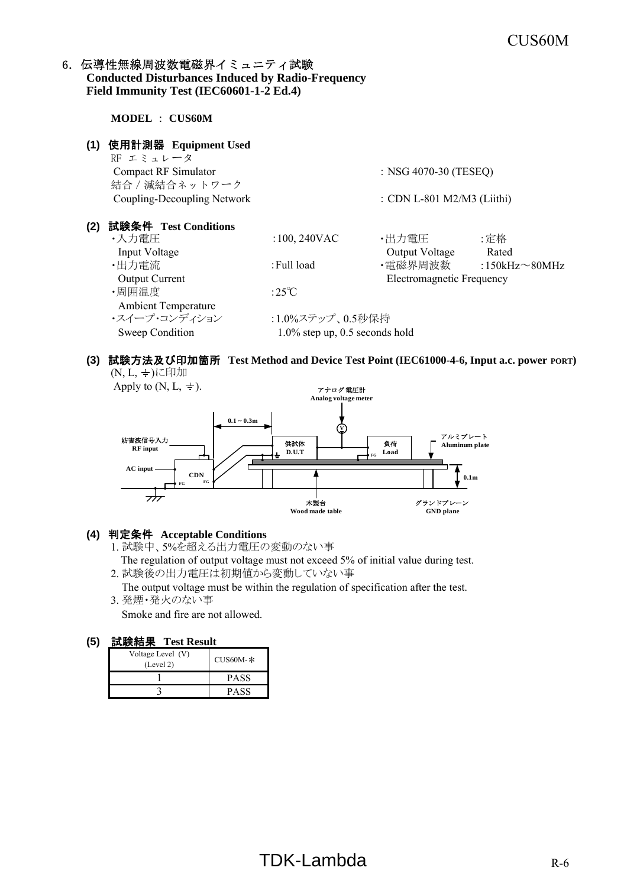## 6. 伝導性無線周波数電磁界イミュニティ試験 Conducted Disturbances Induced by Radio-Frequency Field Immunity Test (IEC60601-1-2 Ed.4)

**MODEL ： CUS60M**

### (1) 使用計測器 Equipment Used

RF エミュレータ
Compact RF Simulator ： NSG 4070-30 (TESEQ)
結合 / 減結合ネットワーク
Coupling-Decoupling Network ： CDN L-801 M2/M3 (Liithi)

### (2) 試験条件 Test Conditions

| | | | |
|---|---|---|---|
| ・入力電圧 Input Voltage | ：100, 240VAC | ・出力電圧 Output Voltage | ：定格 Rated |
| ・出力電流 Output Current | ：Full load | ・電磁界周波数 Electromagnetic Frequency | ：150kHz～80MHz |
| ・周囲温度 Ambient Temperature | ：25℃ | | |
| ・スイープ・コンディション Sweep Condition | ：1.0%ステップ、0.5秒保持 1.0% step up, 0.5 seconds hold | | |

### (3) 試験方法及び印加箇所 Test Method and Device Test Point (IEC61000-4-6, Input a.c. power PORT)

(N, L, ⏚)に印加
Apply to (N, L, ⏚).

アナログ電圧計 Analog voltage meter
0.1 ~ 0.3m
妨害波信号入力 RF input
AC input
CDN
FG
供試体 D.U.T
負荷 Load
アルミプレート Aluminum plate
0.1m
木製台 Wood made table
グランドプレーン GND plane

### (4) 判定条件 Acceptable Conditions

1. 試験中、5%を超える出力電圧の変動のない事
   The regulation of output voltage must not exceed 5% of initial value during test.
2. 試験後の出力電圧は初期値から変動していない事
   The output voltage must be within the regulation of specification after the test.
3. 発煙・発火のない事
   Smoke and fire are not allowed.

### (5) 試験結果 Test Result

| Voltage Level (V) (Level 2) | CUS60M-＊ |
|---|---|
| 1 | PASS |
| 3 | PASS |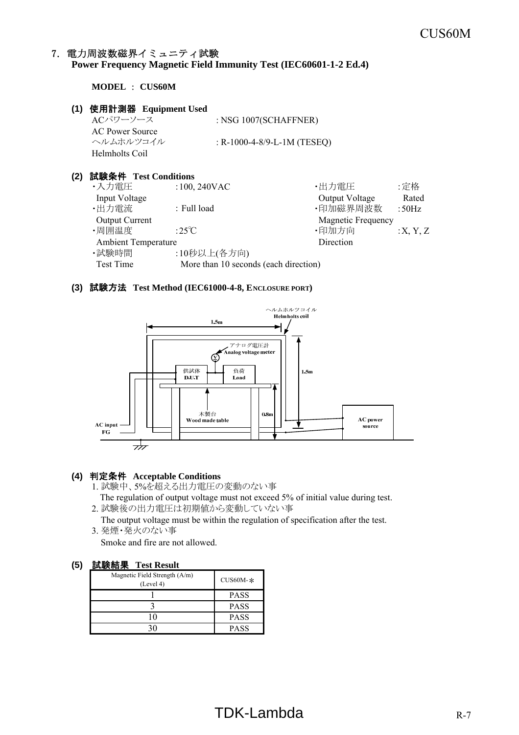## 7. 電力周波数磁界イミュニティ試験
**Power Frequency Magnetic Field Immunity Test (IEC60601-1-2 Ed.4)**

**MODEL ： CUS60M**

### (1) 使用計測器 Equipment Used

ACパワーソース : NSG 1007(SCHAFFNER)
AC Power Source

ヘルムホルツコイル : R-1000-4-8/9-L-1M (TESEQ)
Helmholts Coil

### (2) 試験条件 Test Conditions

・入力電圧 :100, 240VAC
Input Voltage

・出力電流 : Full load
Output Current

・周囲温度 :25℃
Ambient Temperature

・試験時間 :10秒以上(各方向)
Test Time More than 10 seconds (each direction)

・出力電圧 :定格
Output Voltage Rated

・印加磁界周波数 :50Hz
Magnetic Frequency

・印加方向 :X, Y, Z
Direction

### (3) 試験方法 Test Method (IEC61000-4-8, ENCLOSURE PORT)

ヘルムホルツコイル
Helmholts coil

1.5m

アナログ電圧計
Analog voltage meter

供試体
D.U.T

負荷
Load

1.5m

木製台
Wood made table

0.8m

AC input
FG

AC power source

### (4) 判定条件 Acceptable Conditions

1. 試験中、5%を超える出力電圧の変動のない事
   The regulation of output voltage must not exceed 5% of initial value during test.
2. 試験後の出力電圧は初期値から変動していない事
   The output voltage must be within the regulation of specification after the test.
3. 発煙・発火のない事
   Smoke and fire are not allowed.

### (5) 試験結果 Test Result

| Magnetic Field Strength (A/m) (Level 4) | CUS60M-＊ |
|---|---|
| 1 | PASS |
| 3 | PASS |
| 10 | PASS |
| 30 | PASS |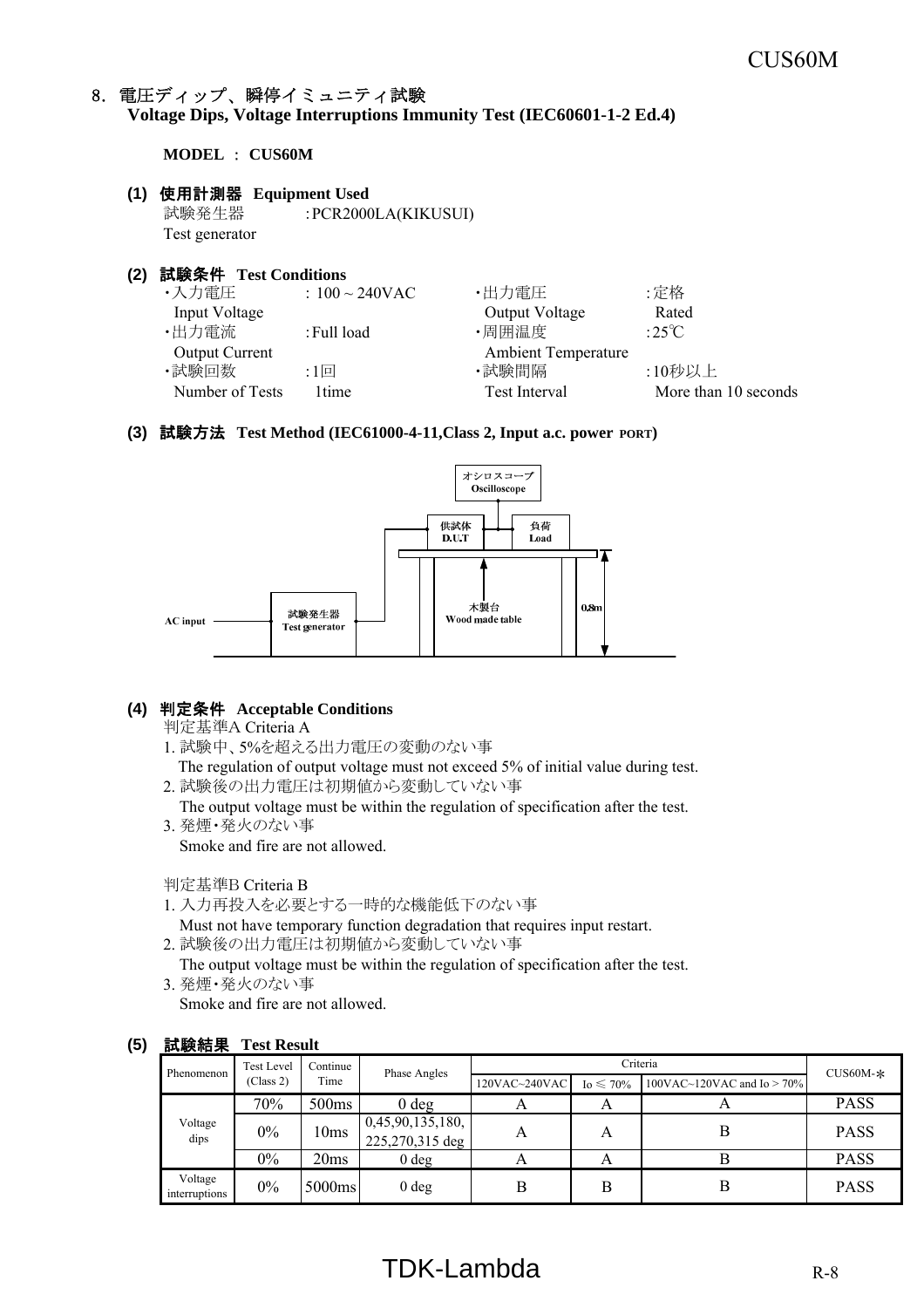## 8. 電圧ディップ、瞬停イミュニティ試験
**Voltage Dips, Voltage Interruptions Immunity Test (IEC60601-1-2 Ed.4)**

**MODEL : CUS60M**

### (1) 使用計測器 Equipment Used

試験発生器 Test generator : PCR2000LA(KIKUSUI)

### (2) 試験条件 Test Conditions

| | | | |
|---|---|---|---|
| ・入力電圧 Input Voltage | : 100 ~ 240VAC | ・出力電圧 Output Voltage | : 定格 Rated |
| ・出力電流 Output Current | : Full load | ・周囲温度 Ambient Temperature | : 25℃ |
| ・試験回数 Number of Tests | : 1回 1time | ・試験間隔 Test Interval | : 10秒以上 More than 10 seconds |

### (3) 試験方法 Test Method (IEC61000-4-11,Class 2, Input a.c. power PORT)

オシロスコープ Oscilloscope

供試体 D.U.T

負荷 Load

AC input

試験発生器 Test generator

木製台 Wood made table

0.8m

### (4) 判定条件 Acceptable Conditions

判定基準A Criteria A

1. 試験中、5%を超える出力電圧の変動のない事
   The regulation of output voltage must not exceed 5% of initial value during test.
2. 試験後の出力電圧は初期値から変動していない事
   The output voltage must be within the regulation of specification after the test.
3. 発煙・発火のない事
   Smoke and fire are not allowed.

判定基準B Criteria B

1. 入力再投入を必要とする一時的な機能低下のない事
   Must not have temporary function degradation that requires input restart.
2. 試験後の出力電圧は初期値から変動していない事
   The output voltage must be within the regulation of specification after the test.
3. 発煙・発火のない事
   Smoke and fire are not allowed.

### (5) 試験結果 Test Result

| Phenomenon | Test Level (Class 2) | Continue Time | Phase Angles | Criteria | | | CUS60M-* |
|---|---|---|---|---|---|---|---|
| | | | | 120VAC~240VAC | Io ≤ 70% | 100VAC~120VAC and Io > 70% | |
| Voltage dips | 70% | 500ms | 0 deg | A | A | A | PASS |
| | 0% | 10ms | 0,45,90,135,180, 225,270,315 deg | A | A | B | PASS |
| | 0% | 20ms | 0 deg | A | A | B | PASS |
| Voltage interruptions | 0% | 5000ms | 0 deg | B | B | B | PASS |